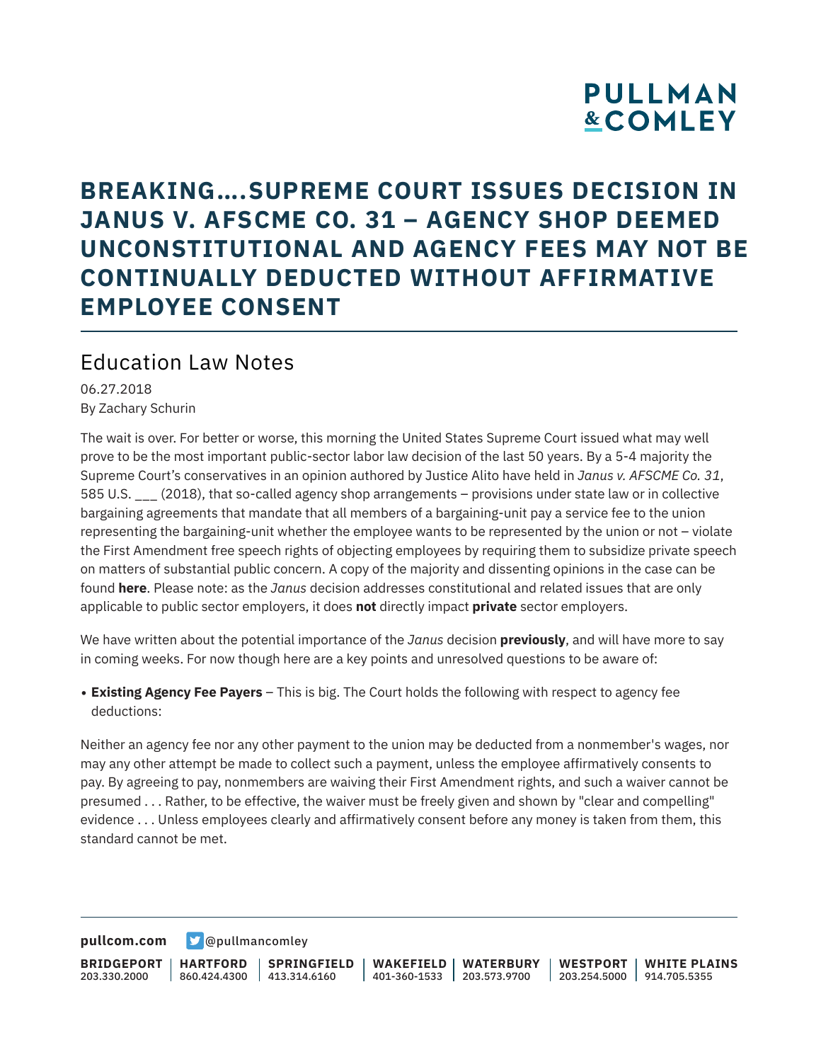# BREAKING....SUPREME COURT ISSUES DECISION IN JANUS V. AFSCME CO. 31 – AGENCY SHOP DEEMED UNCONSTITUTIONAL AND AGENCY FEES MAY NOT BE CONTINUALLY DEDUCTED WITHOUT AFFIRMATIVE EMPLOYEE CONSENT

## Education Law Notes

06.27.2018
By Zachary Schurin

The wait is over. For better or worse, this morning the United States Supreme Court issued what may well prove to be the most important public-sector labor law decision of the last 50 years. By a 5-4 majority the Supreme Court's conservatives in an opinion authored by Justice Alito have held in *Janus v. AFSCME Co. 31*, 585 U.S. ___ (2018), that so-called agency shop arrangements – provisions under state law or in collective bargaining agreements that mandate that all members of a bargaining-unit pay a service fee to the union representing the bargaining-unit whether the employee wants to be represented by the union or not – violate the First Amendment free speech rights of objecting employees by requiring them to subsidize private speech on matters of substantial public concern. A copy of the majority and dissenting opinions in the case can be found **here**. Please note: as the *Janus* decision addresses constitutional and related issues that are only applicable to public sector employers, it does **not** directly impact **private** sector employers.

We have written about the potential importance of the *Janus* decision **previously**, and will have more to say in coming weeks. For now though here are a key points and unresolved questions to be aware of:

- **Existing Agency Fee Payers** – This is big. The Court holds the following with respect to agency fee deductions:

Neither an agency fee nor any other payment to the union may be deducted from a nonmember's wages, nor may any other attempt be made to collect such a payment, unless the employee affirmatively consents to pay. By agreeing to pay, nonmembers are waiving their First Amendment rights, and such a waiver cannot be presumed . . . Rather, to be effective, the waiver must be freely given and shown by "clear and compelling" evidence . . . Unless employees clearly and affirmatively consent before any money is taken from them, this standard cannot be met.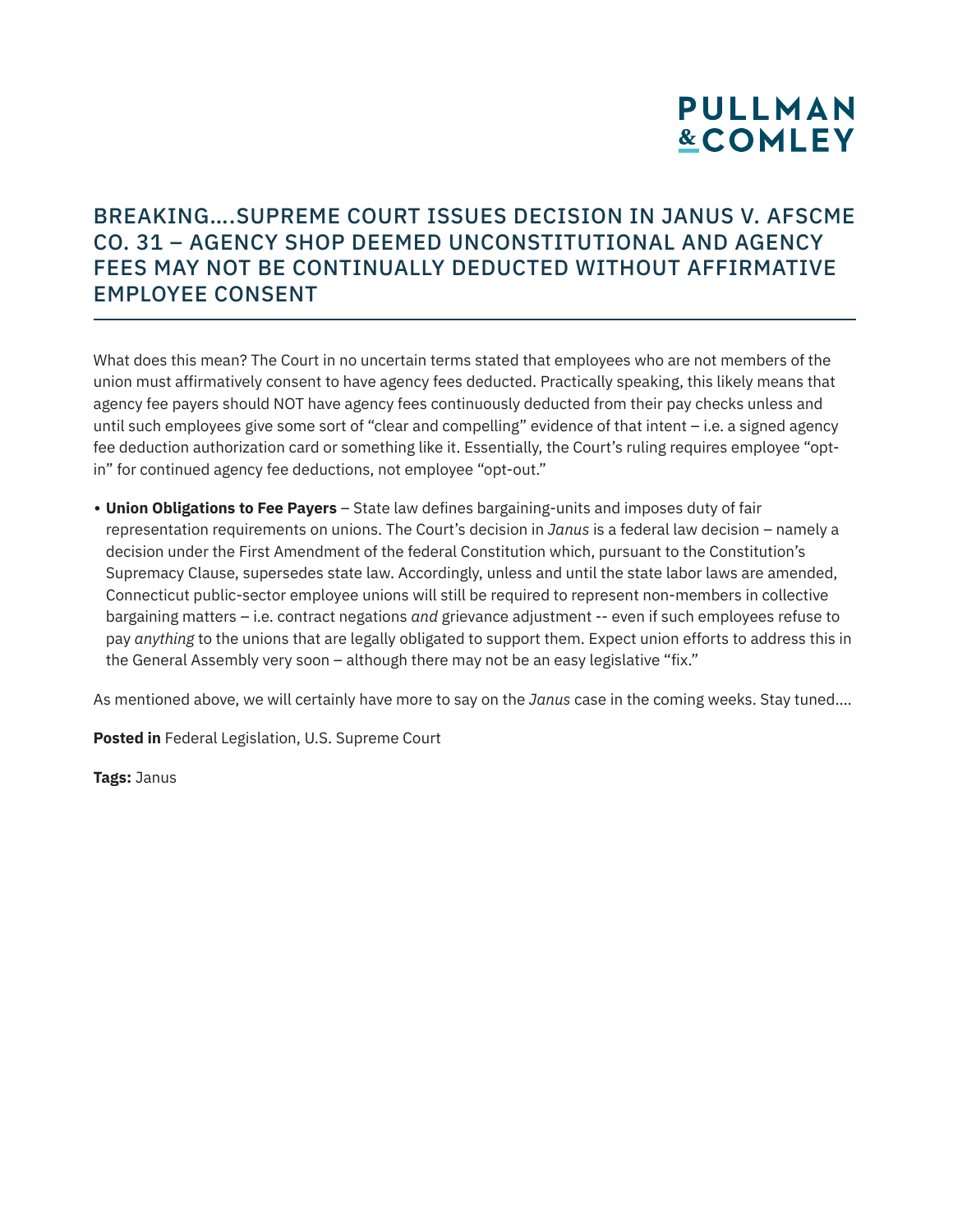# BREAKING....SUPREME COURT ISSUES DECISION IN JANUS V. AFSCME CO. 31 – AGENCY SHOP DEEMED UNCONSTITUTIONAL AND AGENCY FEES MAY NOT BE CONTINUALLY DEDUCTED WITHOUT AFFIRMATIVE EMPLOYEE CONSENT

What does this mean? The Court in no uncertain terms stated that employees who are not members of the union must affirmatively consent to have agency fees deducted. Practically speaking, this likely means that agency fee payers should NOT have agency fees continuously deducted from their pay checks unless and until such employees give some sort of "clear and compelling" evidence of that intent – i.e. a signed agency fee deduction authorization card or something like it. Essentially, the Court's ruling requires employee "opt-in" for continued agency fee deductions, not employee "opt-out."

- **Union Obligations to Fee Payers** – State law defines bargaining-units and imposes duty of fair representation requirements on unions. The Court's decision in *Janus* is a federal law decision – namely a decision under the First Amendment of the federal Constitution which, pursuant to the Constitution's Supremacy Clause, supersedes state law. Accordingly, unless and until the state labor laws are amended, Connecticut public-sector employee unions will still be required to represent non-members in collective bargaining matters – i.e. contract negations *and* grievance adjustment -- even if such employees refuse to pay *anything* to the unions that are legally obligated to support them. Expect union efforts to address this in the General Assembly very soon – although there may not be an easy legislative "fix."

As mentioned above, we will certainly have more to say on the *Janus* case in the coming weeks. Stay tuned....

**Posted in** Federal Legislation, U.S. Supreme Court

**Tags:** Janus